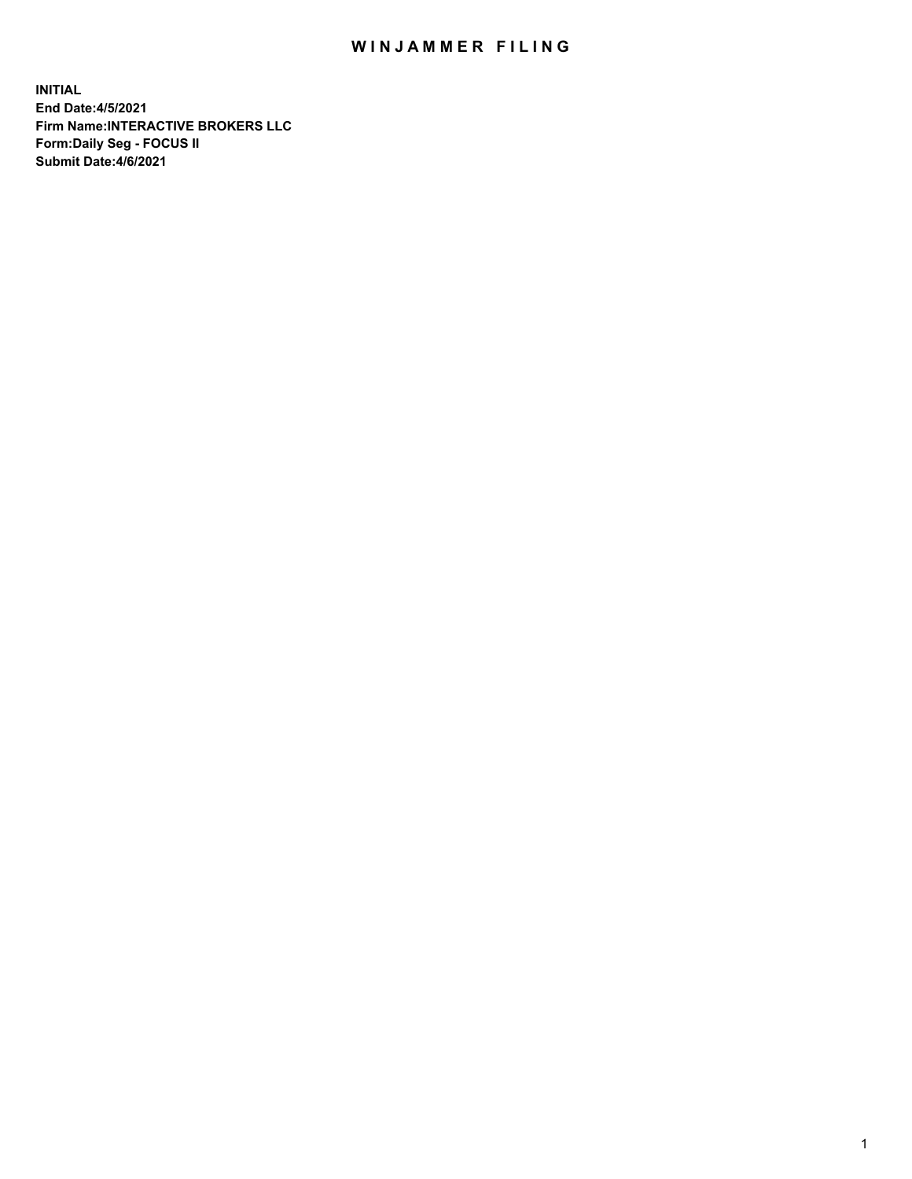# WINJAMMER FILING

**INITIAL**
**End Date:4/5/2021**
**Firm Name:INTERACTIVE BROKERS LLC**
**Form:Daily Seg - FOCUS II**
**Submit Date:4/6/2021**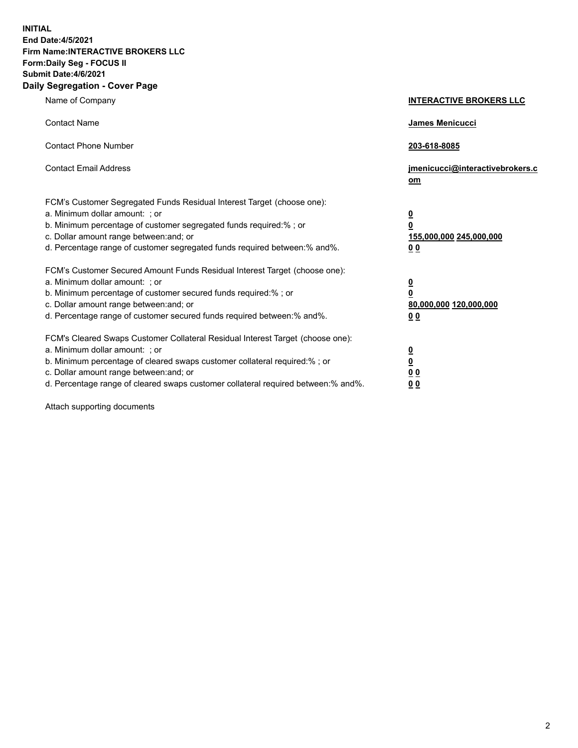**INITIAL**
**End Date:4/5/2021**
**Firm Name:INTERACTIVE BROKERS LLC**
**Form:Daily Seg - FOCUS II**
**Submit Date:4/6/2021**

## Daily Segregation - Cover Page

| | |
|---|---|
| Name of Company | **INTERACTIVE BROKERS LLC** |
| Contact Name | **James Menicucci** |
| Contact Phone Number | **203-618-8085** |
| Contact Email Address | **jmenicucci@interactivebrokers.com** |
| FCM's Customer Segregated Funds Residual Interest Target (choose one): | |
| a. Minimum dollar amount: ; or | **0** |
| b. Minimum percentage of customer segregated funds required:% ; or | **0** |
| c. Dollar amount range between:and; or | **155,000,000** **245,000,000** |
| d. Percentage range of customer segregated funds required between:% and%. | **0** **0** |
| FCM's Customer Secured Amount Funds Residual Interest Target (choose one): | |
| a. Minimum dollar amount: ; or | **0** |
| b. Minimum percentage of customer secured funds required:% ; or | **0** |
| c. Dollar amount range between:and; or | **80,000,000** **120,000,000** |
| d. Percentage range of customer secured funds required between:% and%. | **0** **0** |
| FCM's Cleared Swaps Customer Collateral Residual Interest Target (choose one): | |
| a. Minimum dollar amount: ; or | **0** |
| b. Minimum percentage of cleared swaps customer collateral required:% ; or | **0** |
| c. Dollar amount range between:and; or | **0** **0** |
| d. Percentage range of cleared swaps customer collateral required between:% and%. | **0** **0** |

Attach supporting documents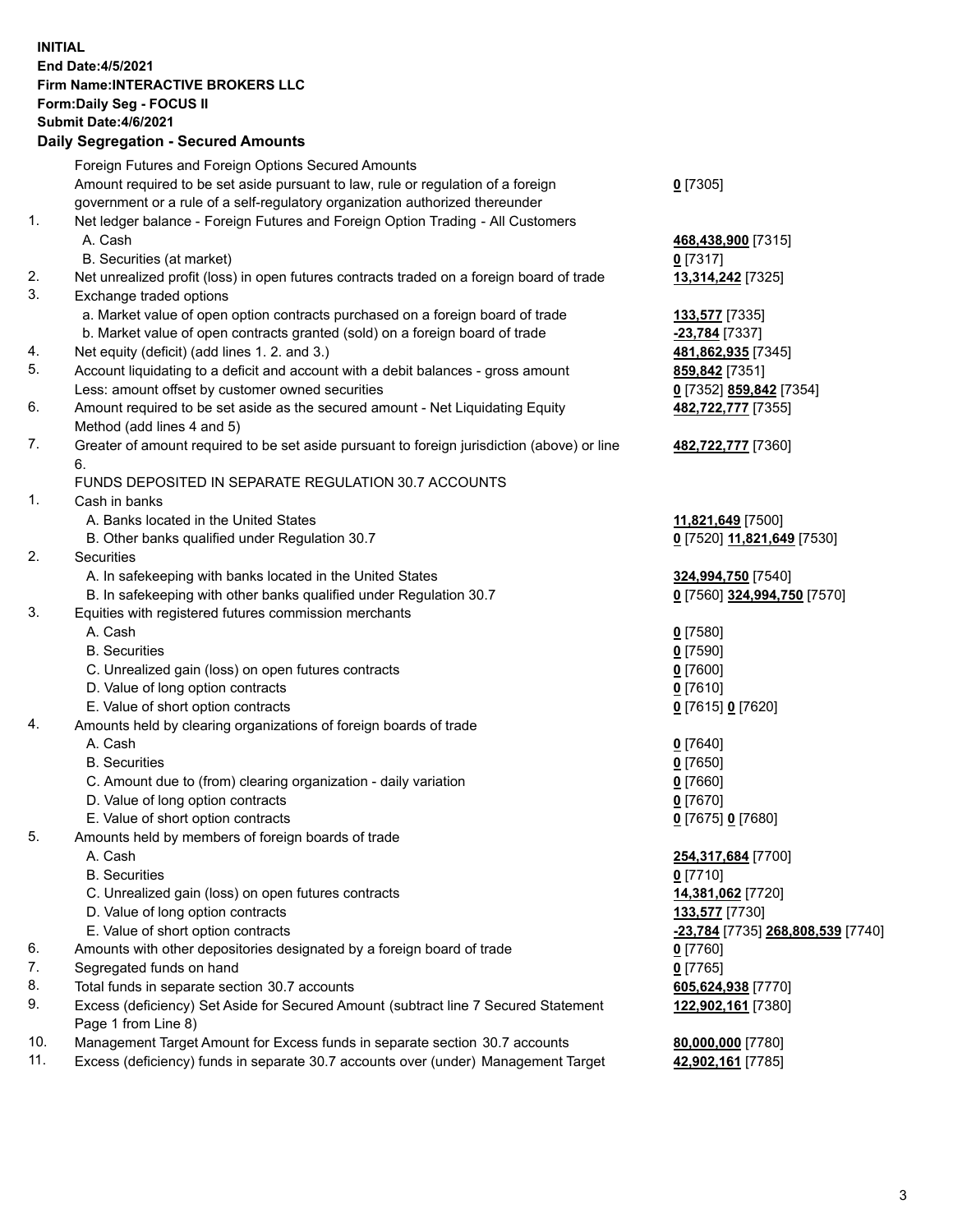**INITIAL**
**End Date:4/5/2021**
**Firm Name:INTERACTIVE BROKERS LLC**
**Form:Daily Seg - FOCUS II**
**Submit Date:4/6/2021**

## Daily Segregation - Secured Amounts

| | | |
|---|---|---|
| | Foreign Futures and Foreign Options Secured Amounts | |
| | Amount required to be set aside pursuant to law, rule or regulation of a foreign government or a rule of a self-regulatory organization authorized thereunder | **0** [7305] |
| 1. | Net ledger balance - Foreign Futures and Foreign Option Trading - All Customers | |
| | A. Cash | **468,438,900** [7315] |
| | B. Securities (at market) | **0** [7317] |
| 2. | Net unrealized profit (loss) in open futures contracts traded on a foreign board of trade | **13,314,242** [7325] |
| 3. | Exchange traded options | |
| | a. Market value of open option contracts purchased on a foreign board of trade | **133,577** [7335] |
| | b. Market value of open contracts granted (sold) on a foreign board of trade | **-23,784** [7337] |
| 4. | Net equity (deficit) (add lines 1. 2. and 3.) | **481,862,935** [7345] |
| 5. | Account liquidating to a deficit and account with a debit balances - gross amount | **859,842** [7351] |
| | Less: amount offset by customer owned securities | **0** [7352] **859,842** [7354] |
| 6. | Amount required to be set aside as the secured amount - Net Liquidating Equity Method (add lines 4 and 5) | **482,722,777** [7355] |
| 7. | Greater of amount required to be set aside pursuant to foreign jurisdiction (above) or line 6. | **482,722,777** [7360] |
| | FUNDS DEPOSITED IN SEPARATE REGULATION 30.7 ACCOUNTS | |
| 1. | Cash in banks | |
| | A. Banks located in the United States | **11,821,649** [7500] |
| | B. Other banks qualified under Regulation 30.7 | **0** [7520] **11,821,649** [7530] |
| 2. | Securities | |
| | A. In safekeeping with banks located in the United States | **324,994,750** [7540] |
| | B. In safekeeping with other banks qualified under Regulation 30.7 | **0** [7560] **324,994,750** [7570] |
| 3. | Equities with registered futures commission merchants | |
| | A. Cash | **0** [7580] |
| | B. Securities | **0** [7590] |
| | C. Unrealized gain (loss) on open futures contracts | **0** [7600] |
| | D. Value of long option contracts | **0** [7610] |
| | E. Value of short option contracts | **0** [7615] **0** [7620] |
| 4. | Amounts held by clearing organizations of foreign boards of trade | |
| | A. Cash | **0** [7640] |
| | B. Securities | **0** [7650] |
| | C. Amount due to (from) clearing organization - daily variation | **0** [7660] |
| | D. Value of long option contracts | **0** [7670] |
| | E. Value of short option contracts | **0** [7675] **0** [7680] |
| 5. | Amounts held by members of foreign boards of trade | |
| | A. Cash | **254,317,684** [7700] |
| | B. Securities | **0** [7710] |
| | C. Unrealized gain (loss) on open futures contracts | **14,381,062** [7720] |
| | D. Value of long option contracts | **133,577** [7730] |
| | E. Value of short option contracts | **-23,784** [7735] **268,808,539** [7740] |
| 6. | Amounts with other depositories designated by a foreign board of trade | **0** [7760] |
| 7. | Segregated funds on hand | **0** [7765] |
| 8. | Total funds in separate section 30.7 accounts | **605,624,938** [7770] |
| 9. | Excess (deficiency) Set Aside for Secured Amount (subtract line 7 Secured Statement Page 1 from Line 8) | **122,902,161** [7380] |
| 10. | Management Target Amount for Excess funds in separate section 30.7 accounts | **80,000,000** [7780] |
| 11. | Excess (deficiency) funds in separate 30.7 accounts over (under) Management Target | **42,902,161** [7785] |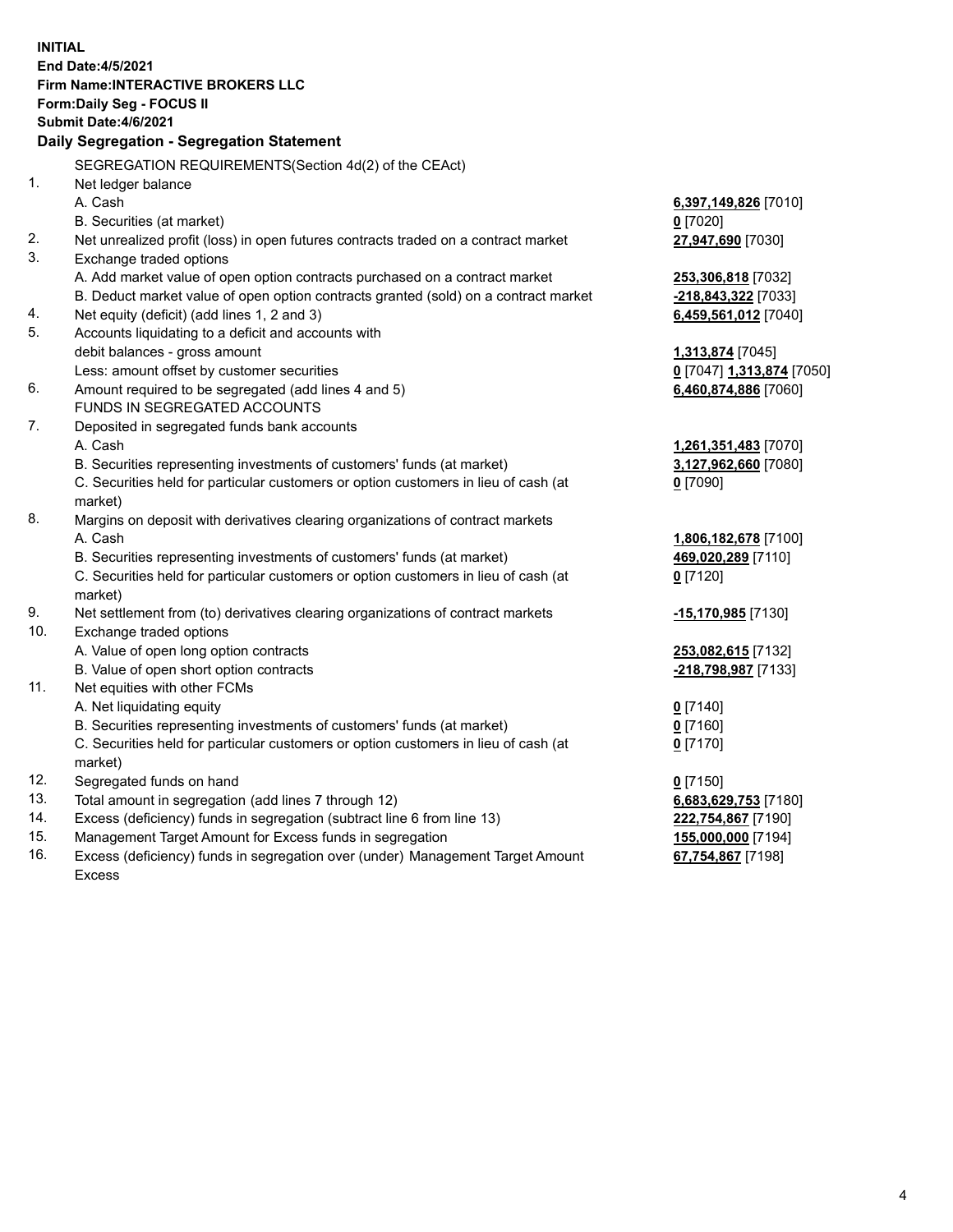**INITIAL**
**End Date:4/5/2021**
**Firm Name:INTERACTIVE BROKERS LLC**
**Form:Daily Seg - FOCUS II**
**Submit Date:4/6/2021**

**Daily Segregation - Segregation Statement**

SEGREGATION REQUIREMENTS(Section 4d(2) of the CEAct)

| | | |
|---|---|---|
| 1. | Net ledger balance | |
| | A. Cash | **6,397,149,826** [7010] |
| | B. Securities (at market) | **0** [7020] |
| 2. | Net unrealized profit (loss) in open futures contracts traded on a contract market | **27,947,690** [7030] |
| 3. | Exchange traded options | |
| | A. Add market value of open option contracts purchased on a contract market | **253,306,818** [7032] |
| | B. Deduct market value of open option contracts granted (sold) on a contract market | **-218,843,322** [7033] |
| 4. | Net equity (deficit) (add lines 1, 2 and 3) | **6,459,561,012** [7040] |
| 5. | Accounts liquidating to a deficit and accounts with | |
| | debit balances - gross amount | **1,313,874** [7045] |
| | Less: amount offset by customer securities | **0** [7047] **1,313,874** [7050] |
| 6. | Amount required to be segregated (add lines 4 and 5) | **6,460,874,886** [7060] |
| | FUNDS IN SEGREGATED ACCOUNTS | |
| 7. | Deposited in segregated funds bank accounts | |
| | A. Cash | **1,261,351,483** [7070] |
| | B. Securities representing investments of customers' funds (at market) | **3,127,962,660** [7080] |
| | C. Securities held for particular customers or option customers in lieu of cash (at market) | **0** [7090] |
| 8. | Margins on deposit with derivatives clearing organizations of contract markets | |
| | A. Cash | **1,806,182,678** [7100] |
| | B. Securities representing investments of customers' funds (at market) | **469,020,289** [7110] |
| | C. Securities held for particular customers or option customers in lieu of cash (at market) | **0** [7120] |
| 9. | Net settlement from (to) derivatives clearing organizations of contract markets | **-15,170,985** [7130] |
| 10. | Exchange traded options | |
| | A. Value of open long option contracts | **253,082,615** [7132] |
| | B. Value of open short option contracts | **-218,798,987** [7133] |
| 11. | Net equities with other FCMs | |
| | A. Net liquidating equity | **0** [7140] |
| | B. Securities representing investments of customers' funds (at market) | **0** [7160] |
| | C. Securities held for particular customers or option customers in lieu of cash (at market) | **0** [7170] |
| 12. | Segregated funds on hand | **0** [7150] |
| 13. | Total amount in segregation (add lines 7 through 12) | **6,683,629,753** [7180] |
| 14. | Excess (deficiency) funds in segregation (subtract line 6 from line 13) | **222,754,867** [7190] |
| 15. | Management Target Amount for Excess funds in segregation | **155,000,000** [7194] |
| 16. | Excess (deficiency) funds in segregation over (under) Management Target Amount Excess | **67,754,867** [7198] |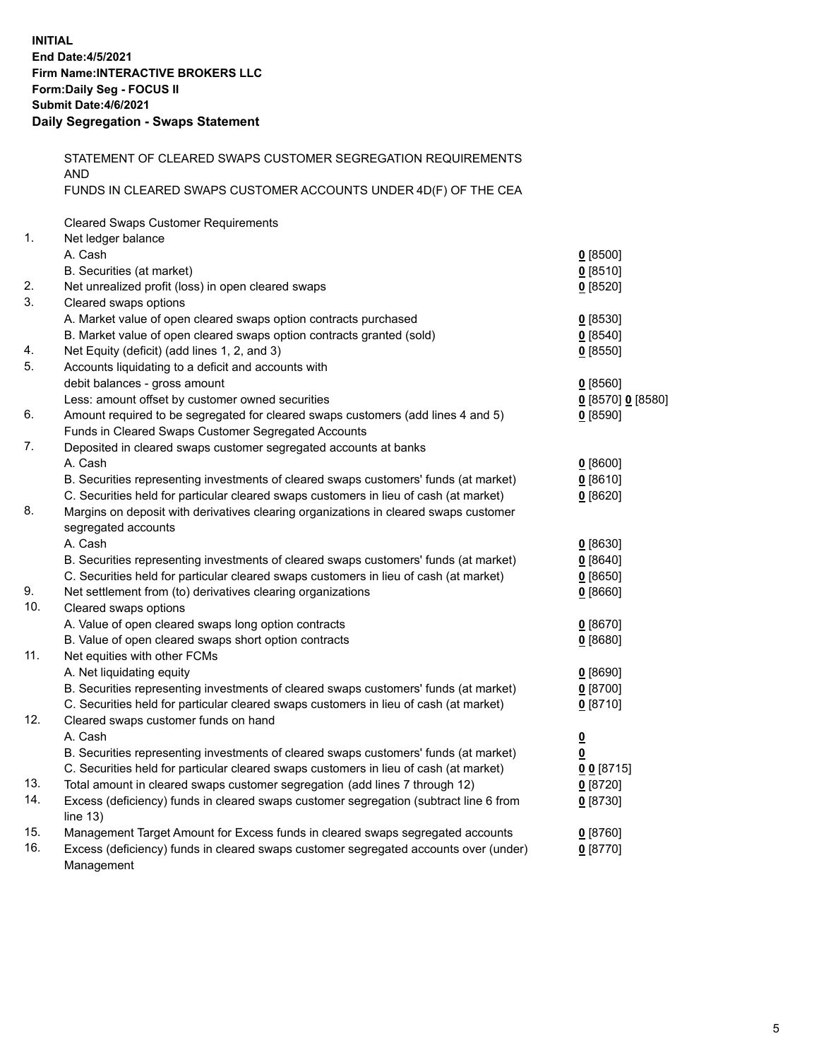**INITIAL**
**End Date:4/5/2021**
**Firm Name:INTERACTIVE BROKERS LLC**
**Form:Daily Seg - FOCUS II**
**Submit Date:4/6/2021**
**Daily Segregation - Swaps Statement**

STATEMENT OF CLEARED SWAPS CUSTOMER SEGREGATION REQUIREMENTS AND FUNDS IN CLEARED SWAPS CUSTOMER ACCOUNTS UNDER 4D(F) OF THE CEA

| | | |
|---|---|---|
| | Cleared Swaps Customer Requirements | |
| 1. | Net ledger balance | |
| | A. Cash | 0 [8500] |
| | B. Securities (at market) | 0 [8510] |
| 2. | Net unrealized profit (loss) in open cleared swaps | 0 [8520] |
| 3. | Cleared swaps options | |
| | A. Market value of open cleared swaps option contracts purchased | 0 [8530] |
| | B. Market value of open cleared swaps option contracts granted (sold) | 0 [8540] |
| 4. | Net Equity (deficit) (add lines 1, 2, and 3) | 0 [8550] |
| 5. | Accounts liquidating to a deficit and accounts with debit balances - gross amount | 0 [8560] |
| | Less: amount offset by customer owned securities | 0 [8570] 0 [8580] |
| 6. | Amount required to be segregated for cleared swaps customers (add lines 4 and 5) | 0 [8590] |
| | Funds in Cleared Swaps Customer Segregated Accounts | |
| 7. | Deposited in cleared swaps customer segregated accounts at banks | |
| | A. Cash | 0 [8600] |
| | B. Securities representing investments of cleared swaps customers' funds (at market) | 0 [8610] |
| | C. Securities held for particular cleared swaps customers in lieu of cash (at market) | 0 [8620] |
| 8. | Margins on deposit with derivatives clearing organizations in cleared swaps customer segregated accounts | |
| | A. Cash | 0 [8630] |
| | B. Securities representing investments of cleared swaps customers' funds (at market) | 0 [8640] |
| | C. Securities held for particular cleared swaps customers in lieu of cash (at market) | 0 [8650] |
| 9. | Net settlement from (to) derivatives clearing organizations | 0 [8660] |
| 10. | Cleared swaps options | |
| | A. Value of open cleared swaps long option contracts | 0 [8670] |
| | B. Value of open cleared swaps short option contracts | 0 [8680] |
| 11. | Net equities with other FCMs | |
| | A. Net liquidating equity | 0 [8690] |
| | B. Securities representing investments of cleared swaps customers' funds (at market) | 0 [8700] |
| | C. Securities held for particular cleared swaps customers in lieu of cash (at market) | 0 [8710] |
| 12. | Cleared swaps customer funds on hand | |
| | A. Cash | 0 |
| | B. Securities representing investments of cleared swaps customers' funds (at market) | 0 |
| | C. Securities held for particular cleared swaps customers in lieu of cash (at market) | 0 0 [8715] |
| 13. | Total amount in cleared swaps customer segregation (add lines 7 through 12) | 0 [8720] |
| 14. | Excess (deficiency) funds in cleared swaps customer segregation (subtract line 6 from line 13) | 0 [8730] |
| 15. | Management Target Amount for Excess funds in cleared swaps segregated accounts | 0 [8760] |
| 16. | Excess (deficiency) funds in cleared swaps customer segregated accounts over (under) Management | 0 [8770] |